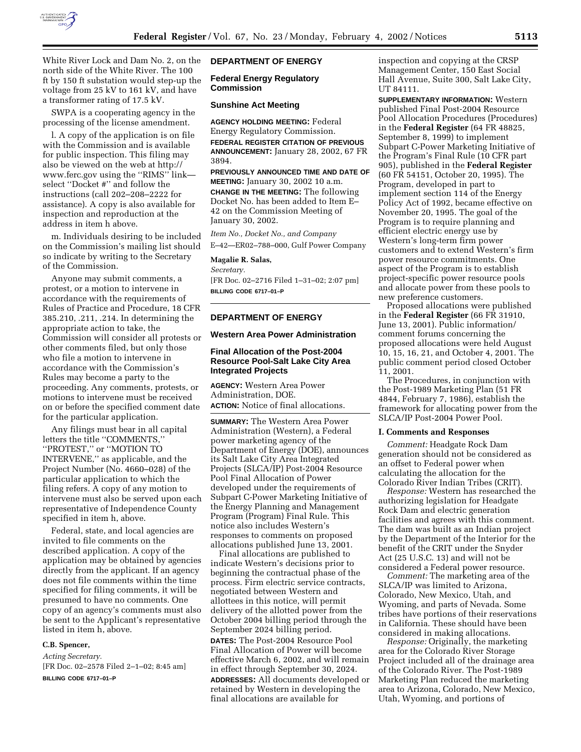White River Lock and Dam No. 2, on the north side of the White River. The 100 ft by 150 ft substation would step-up the voltage from 25 kV to 161 kV, and have a transformer rating of 17.5 kV.

SWPA is a cooperating agency in the processing of the license amendment.

l. A copy of the application is on file with the Commission and is available for public inspection. This filing may also be viewed on the web at http://www.ferc.gov using the ''RIMS'' link—select ''Docket #'' and follow the instructions (call 202–208–2222 for assistance). A copy is also available for inspection and reproduction at the address in item h above.

m. Individuals desiring to be included on the Commission's mailing list should so indicate by writing to the Secretary of the Commission.

Anyone may submit comments, a protest, or a motion to intervene in accordance with the requirements of Rules of Practice and Procedure, 18 CFR 385.210, .211, .214. In determining the appropriate action to take, the Commission will consider all protests or other comments filed, but only those who file a motion to intervene in accordance with the Commission's Rules may become a party to the proceeding. Any comments, protests, or motions to intervene must be received on or before the specified comment date for the particular application.

Any filings must bear in all capital letters the title ''COMMENTS,'' ''PROTEST,'' or ''MOTION TO INTERVENE,'' as applicable, and the Project Number (No. 4660–028) of the particular application to which the filing refers. A copy of any motion to intervene must also be served upon each representative of Independence County specified in item h, above.

Federal, state, and local agencies are invited to file comments on the described application. A copy of the application may be obtained by agencies directly from the applicant. If an agency does not file comments within the time specified for filing comments, it will be presumed to have no comments. One copy of an agency's comments must also be sent to the Applicant's representative listed in item h, above.

**C.B. Spencer,**

*Acting Secretary.*

[FR Doc. 02–2578 Filed 2–1–02; 8:45 am]

**BILLING CODE 6717–01–P**

## DEPARTMENT OF ENERGY

### Federal Energy Regulatory Commission

### Sunshine Act Meeting

**AGENCY HOLDING MEETING:** Federal Energy Regulatory Commission.

**FEDERAL REGISTER CITATION OF PREVIOUS ANNOUNCEMENT:** January 28, 2002, 67 FR 3894.

**PREVIOUSLY ANNOUNCED TIME AND DATE OF MEETING:** January 30, 2002 10 a.m.

**CHANGE IN THE MEETING:** The following Docket No. has been added to Item E–42 on the Commission Meeting of January 30, 2002.

*Item No., Docket No., and Company*

E–42—ER02–788–000, Gulf Power Company

**Magalie R. Salas,**

*Secretary.*

[FR Doc. 02–2716 Filed 1–31–02; 2:07 pm]

**BILLING CODE 6717–01–P**

## DEPARTMENT OF ENERGY

### Western Area Power Administration

### Final Allocation of the Post-2004 Resource Pool-Salt Lake City Area Integrated Projects

**AGENCY:** Western Area Power Administration, DOE.

**ACTION:** Notice of final allocations.

**SUMMARY:** The Western Area Power Administration (Western), a Federal power marketing agency of the Department of Energy (DOE), announces its Salt Lake City Area Integrated Projects (SLCA/IP) Post-2004 Resource Pool Final Allocation of Power developed under the requirements of Subpart C-Power Marketing Initiative of the Energy Planning and Management Program (Program) Final Rule. This notice also includes Western's responses to comments on proposed allocations published June 13, 2001.

Final allocations are published to indicate Western's decisions prior to beginning the contractual phase of the process. Firm electric service contracts, negotiated between Western and allottees in this notice, will permit delivery of the allotted power from the October 2004 billing period through the September 2024 billing period.

**DATES:** The Post-2004 Resource Pool Final Allocation of Power will become effective March 6, 2002, and will remain in effect through September 30, 2024.

**ADDRESSES:** All documents developed or retained by Western in developing the final allocations are available for inspection and copying at the CRSP Management Center, 150 East Social Hall Avenue, Suite 300, Salt Lake City, UT 84111.

**SUPPLEMENTARY INFORMATION:** Western published Final Post-2004 Resource Pool Allocation Procedures (Procedures) in the **Federal Register** (64 FR 48825, September 8, 1999) to implement Subpart C-Power Marketing Initiative of the Program's Final Rule (10 CFR part 905), published in the **Federal Register** (60 FR 54151, October 20, 1995). The Program, developed in part to implement section 114 of the Energy Policy Act of 1992, became effective on November 20, 1995. The goal of the Program is to require planning and efficient electric energy use by Western's long-term firm power customers and to extend Western's firm power resource commitments. One aspect of the Program is to establish project-specific power resource pools and allocate power from these pools to new preference customers.

Proposed allocations were published in the **Federal Register** (66 FR 31910, June 13, 2001). Public information/comment forums concerning the proposed allocations were held August 10, 15, 16, 21, and October 4, 2001. The public comment period closed October 11, 2001.

The Procedures, in conjunction with the Post-1989 Marketing Plan (51 FR 4844, February 7, 1986), establish the framework for allocating power from the SLCA/IP Post-2004 Power Pool.

#### I. Comments and Responses

*Comment:* Headgate Rock Dam generation should not be considered as an offset to Federal power when calculating the allocation for the Colorado River Indian Tribes (CRIT).

*Response:* Western has researched the authorizing legislation for Headgate Rock Dam and electric generation facilities and agrees with this comment. The dam was built as an Indian project by the Department of the Interior for the benefit of the CRIT under the Snyder Act (25 U.S.C. 13) and will not be considered a Federal power resource.

*Comment:* The marketing area of the SLCA/IP was limited to Arizona, Colorado, New Mexico, Utah, and Wyoming, and parts of Nevada. Some tribes have portions of their reservations in California. These should have been considered in making allocations.

*Response:* Originally, the marketing area for the Colorado River Storage Project included all of the drainage area of the Colorado River. The Post-1989 Marketing Plan reduced the marketing area to Arizona, Colorado, New Mexico, Utah, Wyoming, and portions of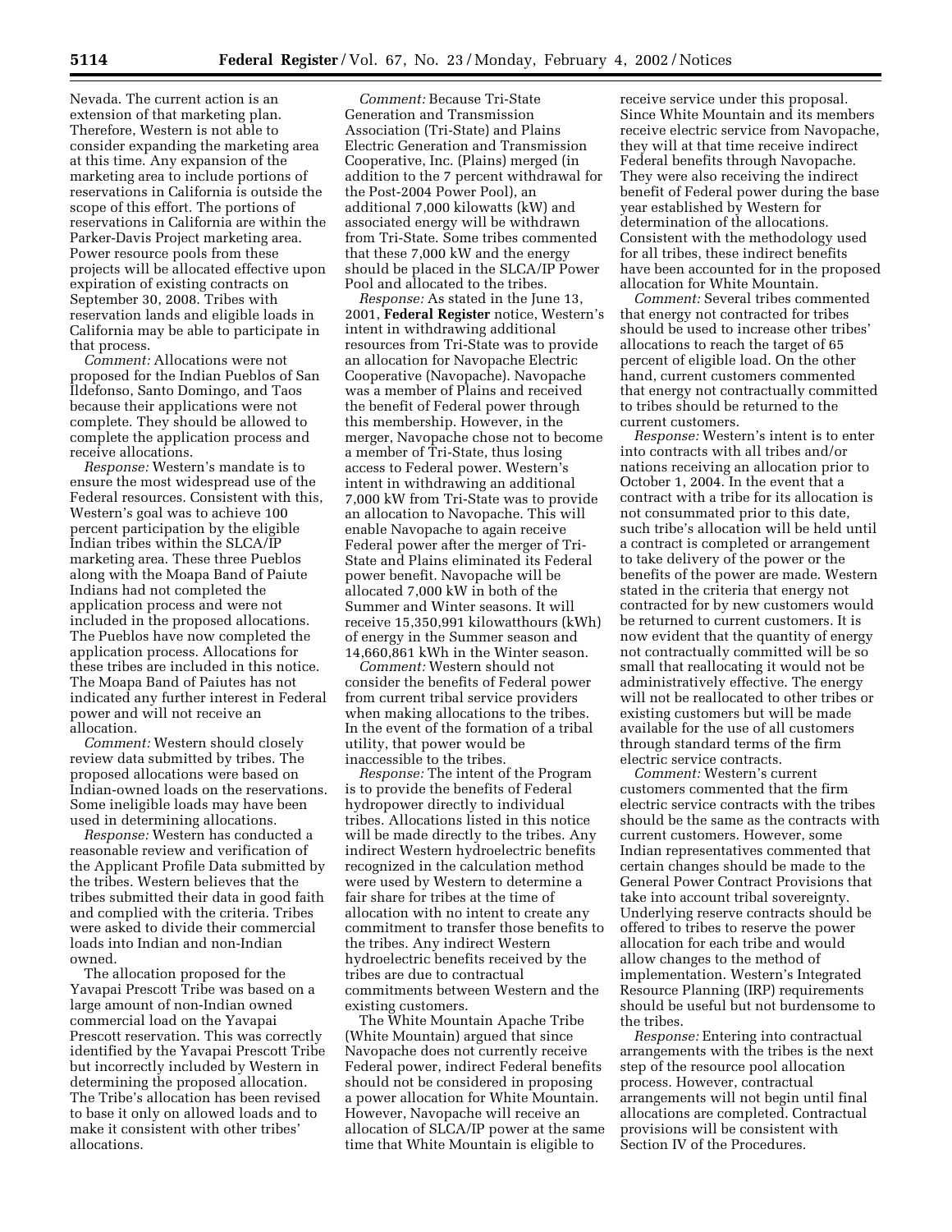Nevada. The current action is an extension of that marketing plan. Therefore, Western is not able to consider expanding the marketing area at this time. Any expansion of the marketing area to include portions of reservations in California is outside the scope of this effort. The portions of reservations in California are within the Parker-Davis Project marketing area. Power resource pools from these projects will be allocated effective upon expiration of existing contracts on September 30, 2008. Tribes with reservation lands and eligible loads in California may be able to participate in that process.

*Comment:* Allocations were not proposed for the Indian Pueblos of San Ildefonso, Santo Domingo, and Taos because their applications were not complete. They should be allowed to complete the application process and receive allocations.

*Response:* Western's mandate is to ensure the most widespread use of the Federal resources. Consistent with this, Western's goal was to achieve 100 percent participation by the eligible Indian tribes within the SLCA/IP marketing area. These three Pueblos along with the Moapa Band of Paiute Indians had not completed the application process and were not included in the proposed allocations. The Pueblos have now completed the application process. Allocations for these tribes are included in this notice. The Moapa Band of Paiutes has not indicated any further interest in Federal power and will not receive an allocation.

*Comment:* Western should closely review data submitted by tribes. The proposed allocations were based on Indian-owned loads on the reservations. Some ineligible loads may have been used in determining allocations.

*Response:* Western has conducted a reasonable review and verification of the Applicant Profile Data submitted by the tribes. Western believes that the tribes submitted their data in good faith and complied with the criteria. Tribes were asked to divide their commercial loads into Indian and non-Indian owned.

The allocation proposed for the Yavapai Prescott Tribe was based on a large amount of non-Indian owned commercial load on the Yavapai Prescott reservation. This was correctly identified by the Yavapai Prescott Tribe but incorrectly included by Western in determining the proposed allocation. The Tribe's allocation has been revised to base it only on allowed loads and to make it consistent with other tribes' allocations.

*Comment:* Because Tri-State Generation and Transmission Association (Tri-State) and Plains Electric Generation and Transmission Cooperative, Inc. (Plains) merged (in addition to the 7 percent withdrawal for the Post-2004 Power Pool), an additional 7,000 kilowatts (kW) and associated energy will be withdrawn from Tri-State. Some tribes commented that these 7,000 kW and the energy should be placed in the SLCA/IP Power Pool and allocated to the tribes.

*Response:* As stated in the June 13, 2001, **Federal Register** notice, Western's intent in withdrawing additional resources from Tri-State was to provide an allocation for Navopache Electric Cooperative (Navopache). Navopache was a member of Plains and received the benefit of Federal power through this membership. However, in the merger, Navopache chose not to become a member of Tri-State, thus losing access to Federal power. Western's intent in withdrawing an additional 7,000 kW from Tri-State was to provide an allocation to Navopache. This will enable Navopache to again receive Federal power after the merger of Tri-State and Plains eliminated its Federal power benefit. Navopache will be allocated 7,000 kW in both of the Summer and Winter seasons. It will receive 15,350,991 kilowatthours (kWh) of energy in the Summer season and 14,660,861 kWh in the Winter season.

*Comment:* Western should not consider the benefits of Federal power from current tribal service providers when making allocations to the tribes. In the event of the formation of a tribal utility, that power would be inaccessible to the tribes.

*Response:* The intent of the Program is to provide the benefits of Federal hydropower directly to individual tribes. Allocations listed in this notice will be made directly to the tribes. Any indirect Western hydroelectric benefits recognized in the calculation method were used by Western to determine a fair share for tribes at the time of allocation with no intent to create any commitment to transfer those benefits to the tribes. Any indirect Western hydroelectric benefits received by the tribes are due to contractual commitments between Western and the existing customers.

The White Mountain Apache Tribe (White Mountain) argued that since Navopache does not currently receive Federal power, indirect Federal benefits should not be considered in proposing a power allocation for White Mountain. However, Navopache will receive an allocation of SLCA/IP power at the same time that White Mountain is eligible to receive service under this proposal. Since White Mountain and its members receive electric service from Navopache, they will at that time receive indirect Federal benefits through Navopache. They were also receiving the indirect benefit of Federal power during the base year established by Western for determination of the allocations. Consistent with the methodology used for all tribes, these indirect benefits have been accounted for in the proposed allocation for White Mountain.

*Comment:* Several tribes commented that energy not contracted for tribes should be used to increase other tribes' allocations to reach the target of 65 percent of eligible load. On the other hand, current customers commented that energy not contractually committed to tribes should be returned to the current customers.

*Response:* Western's intent is to enter into contracts with all tribes and/or nations receiving an allocation prior to October 1, 2004. In the event that a contract with a tribe for its allocation is not consummated prior to this date, such tribe's allocation will be held until a contract is completed or arrangement to take delivery of the power or the benefits of the power are made. Western stated in the criteria that energy not contracted for by new customers would be returned to current customers. It is now evident that the quantity of energy not contractually committed will be so small that reallocating it would not be administratively effective. The energy will not be reallocated to other tribes or existing customers but will be made available for the use of all customers through standard terms of the firm electric service contracts.

*Comment:* Western's current customers commented that the firm electric service contracts with the tribes should be the same as the contracts with current customers. However, some Indian representatives commented that certain changes should be made to the General Power Contract Provisions that take into account tribal sovereignty. Underlying reserve contracts should be offered to tribes to reserve the power allocation for each tribe and would allow changes to the method of implementation. Western's Integrated Resource Planning (IRP) requirements should be useful but not burdensome to the tribes.

*Response:* Entering into contractual arrangements with the tribes is the next step of the resource pool allocation process. However, contractual arrangements will not begin until final allocations are completed. Contractual provisions will be consistent with Section IV of the Procedures.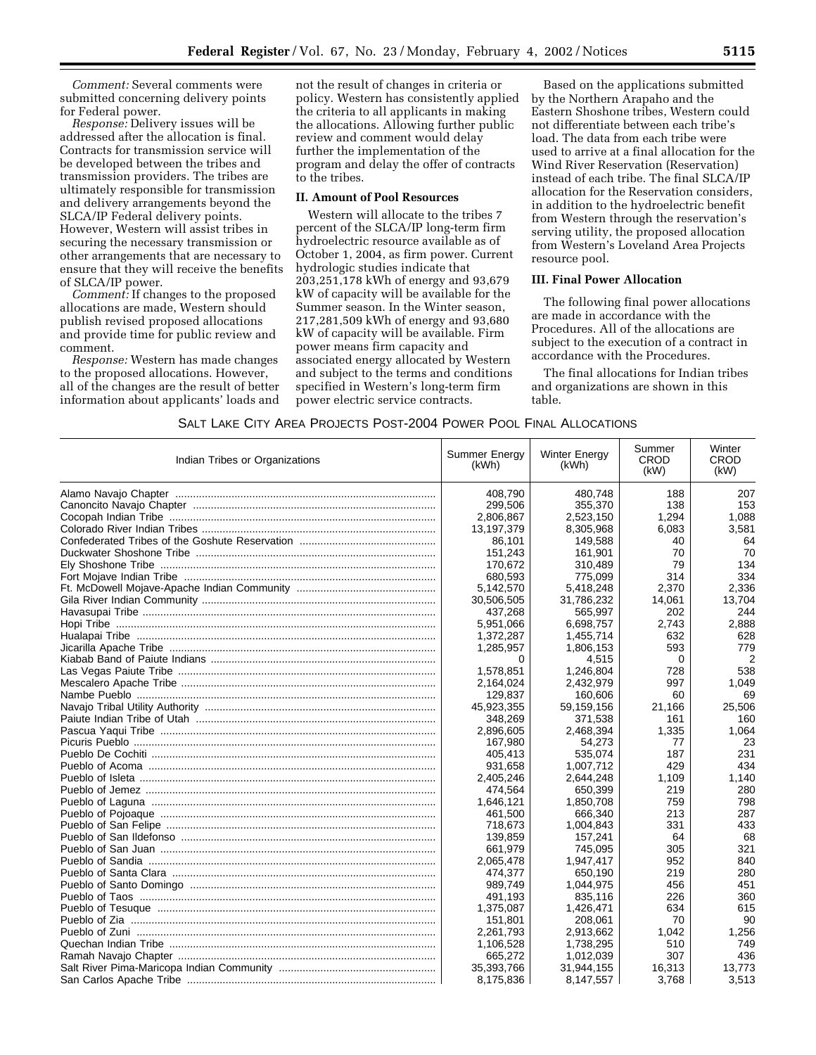*Comment:* Several comments were submitted concerning delivery points for Federal power.

*Response:* Delivery issues will be addressed after the allocation is final. Contracts for transmission service will be developed between the tribes and transmission providers. The tribes are ultimately responsible for transmission and delivery arrangements beyond the SLCA/IP Federal delivery points. However, Western will assist tribes in securing the necessary transmission or other arrangements that are necessary to ensure that they will receive the benefits of SLCA/IP power.

*Comment:* If changes to the proposed allocations are made, Western should publish revised proposed allocations and provide time for public review and comment.

*Response:* Western has made changes to the proposed allocations. However, all of the changes are the result of better information about applicants' loads and not the result of changes in criteria or policy. Western has consistently applied the criteria to all applicants in making the allocations. Allowing further public review and comment would delay further the implementation of the program and delay the offer of contracts to the tribes.

## II. Amount of Pool Resources

Western will allocate to the tribes 7 percent of the SLCA/IP long-term firm hydroelectric resource available as of October 1, 2004, as firm power. Current hydrologic studies indicate that 203,251,178 kWh of energy and 93,679 kW of capacity will be available for the Summer season. In the Winter season, 217,281,509 kWh of energy and 93,680 kW of capacity will be available. Firm power means firm capacity and associated energy allocated by Western and subject to the terms and conditions specified in Western's long-term firm power electric service contracts.

Based on the applications submitted by the Northern Arapaho and the Eastern Shoshone tribes, Western could not differentiate between each tribe's load. The data from each tribe were used to arrive at a final allocation for the Wind River Reservation (Reservation) instead of each tribe. The final SLCA/IP allocation for the Reservation considers, in addition to the hydroelectric benefit from Western through the reservation's serving utility, the proposed allocation from Western's Loveland Area Projects resource pool.

## III. Final Power Allocation

The following final power allocations are made in accordance with the Procedures. All of the allocations are subject to the execution of a contract in accordance with the Procedures.

The final allocations for Indian tribes and organizations are shown in this table.

SALT LAKE CITY AREA PROJECTS POST-2004 POWER POOL FINAL ALLOCATIONS

| Indian Tribes or Organizations | Summer Energy (kWh) | Winter Energy (kWh) | Summer CROD (kW) | Winter CROD (kW) |
|---|---|---|---|---|
| Alamo Navajo Chapter | 408,790 | 480,748 | 188 | 207 |
| Canoncito Navajo Chapter | 299,506 | 355,370 | 138 | 153 |
| Cocopah Indian Tribe | 2,806,867 | 2,523,150 | 1,294 | 1,088 |
| Colorado River Indian Tribes | 13,197,379 | 8,305,968 | 6,083 | 3,581 |
| Confederated Tribes of the Goshute Reservation | 86,101 | 149,588 | 40 | 64 |
| Duckwater Shoshone Tribe | 151,243 | 161,901 | 70 | 70 |
| Ely Shoshone Tribe | 170,672 | 310,489 | 79 | 134 |
| Fort Mojave Indian Tribe | 680,593 | 775,099 | 314 | 334 |
| Ft. McDowell Mojave-Apache Indian Community | 5,142,570 | 5,418,248 | 2,370 | 2,336 |
| Gila River Indian Community | 30,506,505 | 31,786,232 | 14,061 | 13,704 |
| Havasupai Tribe | 437,268 | 565,997 | 202 | 244 |
| Hopi Tribe | 5,951,066 | 6,698,757 | 2,743 | 2,888 |
| Hualapai Tribe | 1,372,287 | 1,455,714 | 632 | 628 |
| Jicarilla Apache Tribe | 1,285,957 | 1,806,153 | 593 | 779 |
| Kiabab Band of Paiute Indians | 0 | 4,515 | 0 | 2 |
| Las Vegas Paiute Tribe | 1,578,851 | 1,246,804 | 728 | 538 |
| Mescalero Apache Tribe | 2,164,024 | 2,432,979 | 997 | 1,049 |
| Nambe Pueblo | 129,837 | 160,606 | 60 | 69 |
| Navajo Tribal Utility Authority | 45,923,355 | 59,159,156 | 21,166 | 25,506 |
| Paiute Indian Tribe of Utah | 348,269 | 371,538 | 161 | 160 |
| Pascua Yaqui Tribe | 2,896,605 | 2,468,394 | 1,335 | 1,064 |
| Picuris Pueblo | 167,980 | 54,273 | 77 | 23 |
| Pueblo De Cochiti | 405,413 | 535,074 | 187 | 231 |
| Pueblo of Acoma | 931,658 | 1,007,712 | 429 | 434 |
| Pueblo of Isleta | 2,405,246 | 2,644,248 | 1,109 | 1,140 |
| Pueblo of Jemez | 474,564 | 650,399 | 219 | 280 |
| Pueblo of Laguna | 1,646,121 | 1,850,708 | 759 | 798 |
| Pueblo of Pojoaque | 461,500 | 666,340 | 213 | 287 |
| Pueblo of San Felipe | 718,673 | 1,004,843 | 331 | 433 |
| Pueblo of San Ildefonso | 139,859 | 157,241 | 64 | 68 |
| Pueblo of San Juan | 661,979 | 745,095 | 305 | 321 |
| Pueblo of Sandia | 2,065,478 | 1,947,417 | 952 | 840 |
| Pueblo of Santa Clara | 474,377 | 650,190 | 219 | 280 |
| Pueblo of Santo Domingo | 989,749 | 1,044,975 | 456 | 451 |
| Pueblo of Taos | 491,193 | 835,116 | 226 | 360 |
| Pueblo of Tesuque | 1,375,087 | 1,426,471 | 634 | 615 |
| Pueblo of Zia | 151,801 | 208,061 | 70 | 90 |
| Pueblo of Zuni | 2,261,793 | 2,913,662 | 1,042 | 1,256 |
| Quechan Indian Tribe | 1,106,528 | 1,738,295 | 510 | 749 |
| Ramah Navajo Chapter | 665,272 | 1,012,039 | 307 | 436 |
| Salt River Pima-Maricopa Indian Community | 35,393,766 | 31,944,155 | 16,313 | 13,773 |
| San Carlos Apache Tribe | 8,175,836 | 8,147,557 | 3,768 | 3,513 |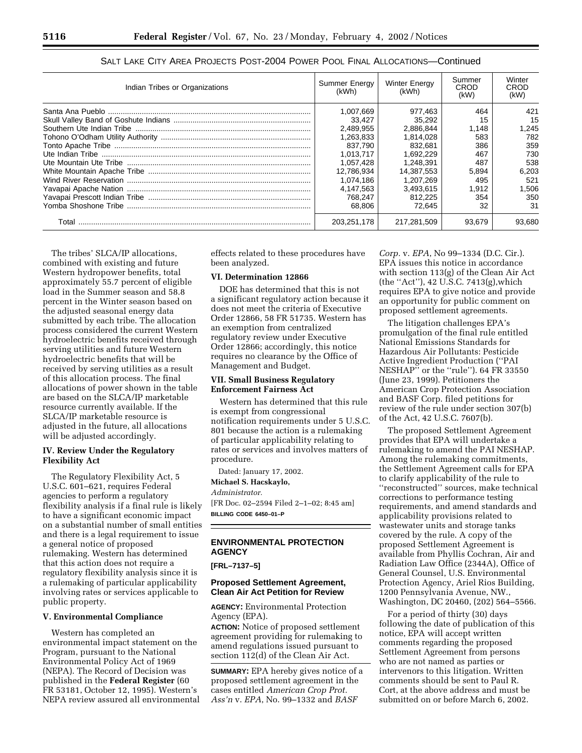SALT LAKE CITY AREA PROJECTS POST-2004 POWER POOL FINAL ALLOCATIONS—Continued

| Indian Tribes or Organizations | Summer Energy (kWh) | Winter Energy (kWh) | Summer CROD (kW) | Winter CROD (kW) |
|---|---|---|---|---|
| Santa Ana Pueblo | 1,007,669 | 977,463 | 464 | 421 |
| Skull Valley Band of Goshute Indians | 33,427 | 35,292 | 15 | 15 |
| Southern Ute Indian Tribe | 2,489,955 | 2,886,844 | 1,148 | 1,245 |
| Tohono O'Odham Utility Authority | 1,263,833 | 1,814,028 | 583 | 782 |
| Tonto Apache Tribe | 837,790 | 832,681 | 386 | 359 |
| Ute Indian Tribe | 1,013,717 | 1,692,229 | 467 | 730 |
| Ute Mountain Ute Tribe | 1,057,428 | 1,248,391 | 487 | 538 |
| White Mountain Apache Tribe | 12,786,934 | 14,387,553 | 5,894 | 6,203 |
| Wind River Reservation | 1,074,186 | 1,207,269 | 495 | 521 |
| Yavapai Apache Nation | 4,147,563 | 3,493,615 | 1,912 | 1,506 |
| Yavapai Prescott Indian Tribe | 768,247 | 812,225 | 354 | 350 |
| Yomba Shoshone Tribe | 68,806 | 72,645 | 32 | 31 |
| Total | 203,251,178 | 217,281,509 | 93,679 | 93,680 |

The tribes' SLCA/IP allocations, combined with existing and future Western hydropower benefits, total approximately 55.7 percent of eligible load in the Summer season and 58.8 percent in the Winter season based on the adjusted seasonal energy data submitted by each tribe. The allocation process considered the current Western hydroelectric benefits received through serving utilities and future Western hydroelectric benefits that will be received by serving utilities as a result of this allocation process. The final allocations of power shown in the table are based on the SLCA/IP marketable resource currently available. If the SLCA/IP marketable resource is adjusted in the future, all allocations will be adjusted accordingly.

### IV. Review Under the Regulatory Flexibility Act

The Regulatory Flexibility Act, 5 U.S.C. 601–621, requires Federal agencies to perform a regulatory flexibility analysis if a final rule is likely to have a significant economic impact on a substantial number of small entities and there is a legal requirement to issue a general notice of proposed rulemaking. Western has determined that this action does not require a regulatory flexibility analysis since it is a rulemaking of particular applicability involving rates or services applicable to public property.

### V. Environmental Compliance

Western has completed an environmental impact statement on the Program, pursuant to the National Environmental Policy Act of 1969 (NEPA). The Record of Decision was published in the **Federal Register** (60 FR 53181, October 12, 1995). Western's NEPA review assured all environmental effects related to these procedures have been analyzed.

### VI. Determination 12866

DOE has determined that this is not a significant regulatory action because it does not meet the criteria of Executive Order 12866, 58 FR 51735. Western has an exemption from centralized regulatory review under Executive Order 12866; accordingly, this notice requires no clearance by the Office of Management and Budget.

### VII. Small Business Regulatory Enforcement Fairness Act

Western has determined that this rule is exempt from congressional notification requirements under 5 U.S.C. 801 because the action is a rulemaking of particular applicability relating to rates or services and involves matters of procedure.

Dated: January 17, 2002.

**Michael S. Hacskaylo,**

*Administrator.*

[FR Doc. 02–2594 Filed 2–1–02; 8:45 am]

**BILLING CODE 6450–01–P**

## ENVIRONMENTAL PROTECTION AGENCY

**[FRL–7137–5]**

### Proposed Settlement Agreement, Clean Air Act Petition for Review

**AGENCY:** Environmental Protection Agency (EPA).

**ACTION:** Notice of proposed settlement agreement providing for rulemaking to amend regulations issued pursuant to section 112(d) of the Clean Air Act.

**SUMMARY:** EPA hereby gives notice of a proposed settlement agreement in the cases entitled *American Crop Prot. Ass'n* v. *EPA*, No. 99–1332 and *BASF Corp.* v. *EPA*, No 99–1334 (D.C. Cir.). EPA issues this notice in accordance with section 113(g) of the Clean Air Act (the ''Act''), 42 U.S.C. 7413(g),which requires EPA to give notice and provide an opportunity for public comment on proposed settlement agreements.

The litigation challenges EPA's promulgation of the final rule entitled National Emissions Standards for Hazardous Air Pollutants: Pesticide Active Ingredient Production (''PAI NESHAP'' or the ''rule''). 64 FR 33550 (June 23, 1999). Petitioners the American Crop Protection Association and BASF Corp. filed petitions for review of the rule under section 307(b) of the Act, 42 U.S.C. 7607(b).

The proposed Settlement Agreement provides that EPA will undertake a rulemaking to amend the PAI NESHAP. Among the rulemaking commitments, the Settlement Agreement calls for EPA to clarify applicability of the rule to ''reconstructed'' sources, make technical corrections to performance testing requirements, and amend standards and applicability provisions related to wastewater units and storage tanks covered by the rule. A copy of the proposed Settlement Agreement is available from Phyllis Cochran, Air and Radiation Law Office (2344A), Office of General Counsel, U.S. Environmental Protection Agency, Ariel Rios Building, 1200 Pennsylvania Avenue, NW., Washington, DC 20460, (202) 564–5566.

For a period of thirty (30) days following the date of publication of this notice, EPA will accept written comments regarding the proposed Settlement Agreement from persons who are not named as parties or intervenors to this litigation. Written comments should be sent to Paul R. Cort, at the above address and must be submitted on or before March 6, 2002.